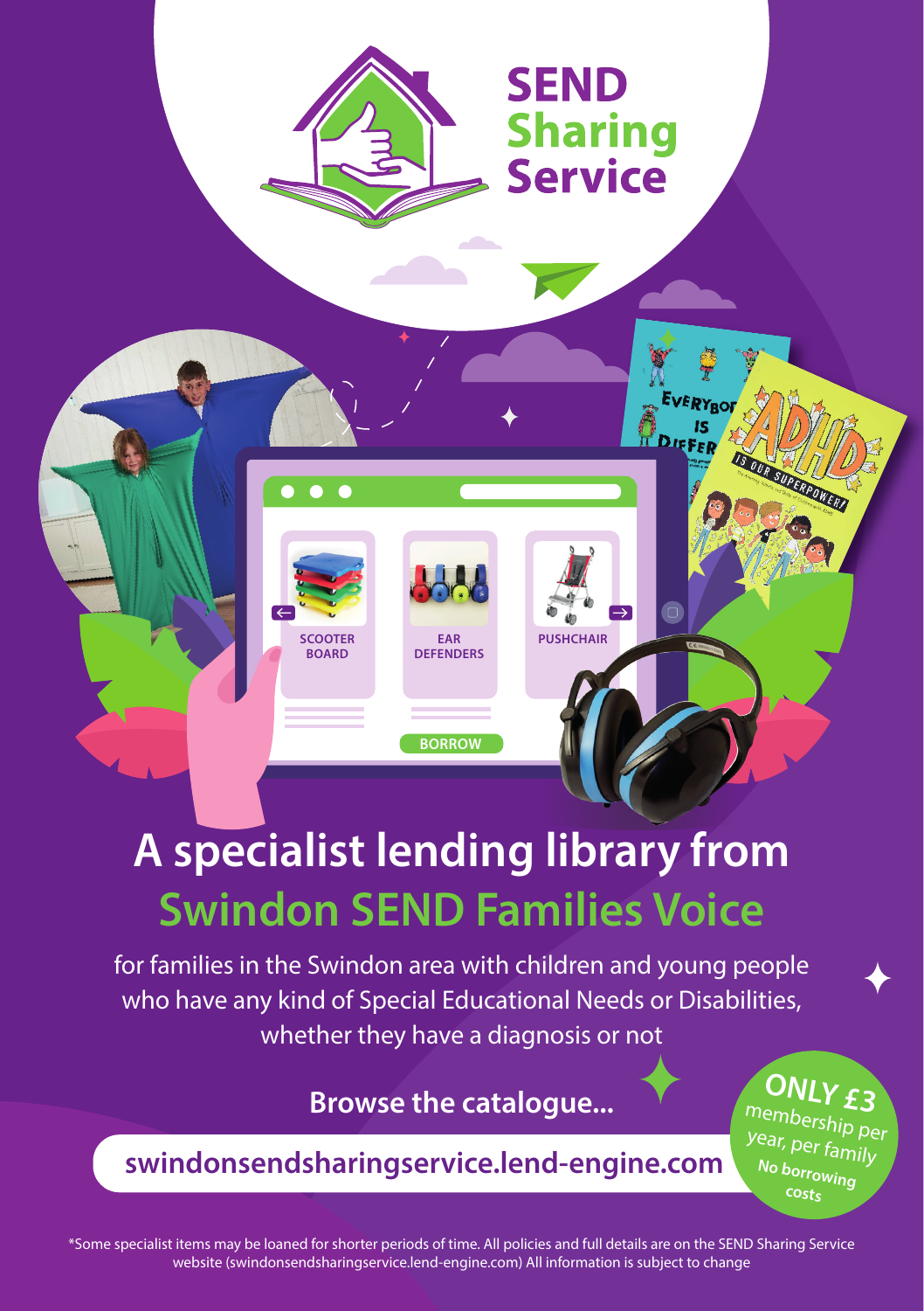# SEND Sharing Service

SCOOTER BOARD

EAR DEFENDERS

PUSHCHAIR

BORROW

## A specialist lending library from Swindon SEND Families Voice

for families in the Swindon area with children and young people who have any kind of Special Educational Needs or Disabilities, whether they have a diagnosis or not

**Browse the catalogue...**

**swindonsendsharingservice.lend-engine.com**

**ONLY £3** membership per year, per family

**No borrowing costs**

*Some specialist items may be loaned for shorter periods of time. All policies and full details are on the SEND Sharing Service website (swindonsendsharingservice.lend-engine.com) All information is subject to change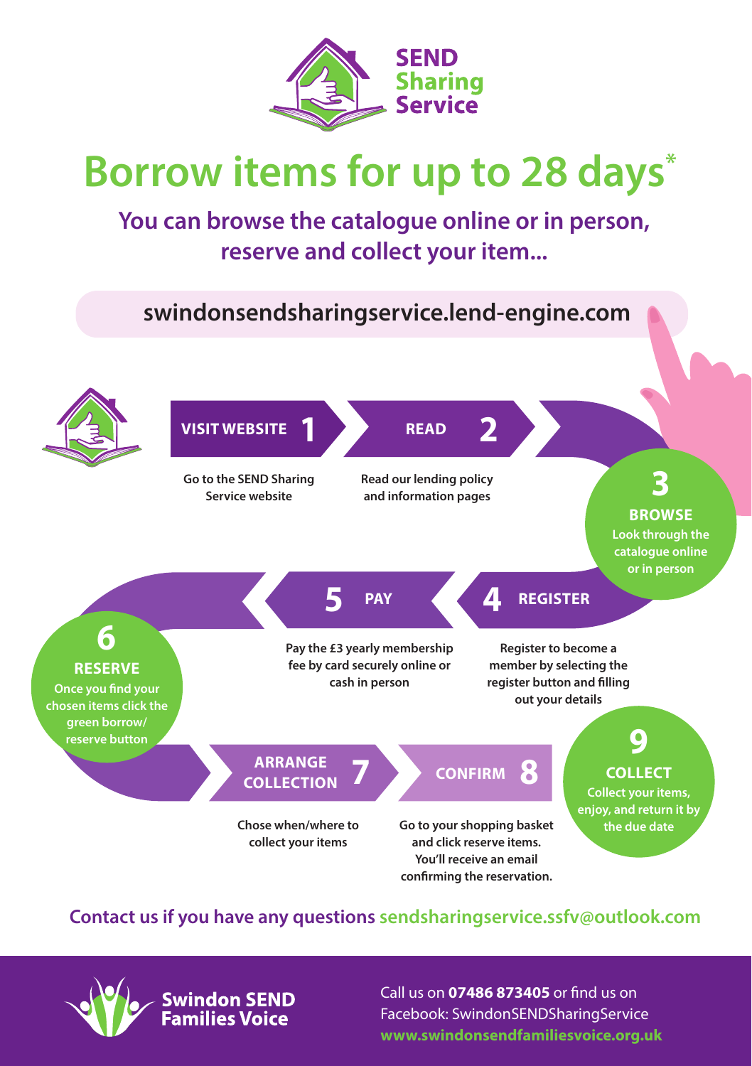SEND Sharing Service

# Borrow items for up to 28 days*

## You can browse the catalogue online or in person, reserve and collect your item...

**swindonsendsharingservice.lend-engine.com**

**1 VISIT WEBSITE**
Go to the SEND Sharing Service website

**2 READ**
Read our lending policy and information pages

**3 BROWSE**
Look through the catalogue online or in person

**4 REGISTER**
Register to become a member by selecting the register button and filling out your details

**5 PAY**
Pay the £3 yearly membership fee by card securely online or cash in person

**6 RESERVE**
Once you find your chosen items click the green borrow/ reserve button

**7 ARRANGE COLLECTION**
Chose when/where to collect your items

**8 CONFIRM**
Go to your shopping basket and click reserve items. You'll receive an email confirming the reservation.

**9 COLLECT**
Collect your items, enjoy, and return it by the due date

**Contact us if you have any questions sendsharingservice.ssfv@outlook.com**

**Swindon SEND Families Voice**

Call us on **07486 873405** or find us on Facebook: SwindonSENDSharingService
**www.swindonsendfamiliesvoice.org.uk**